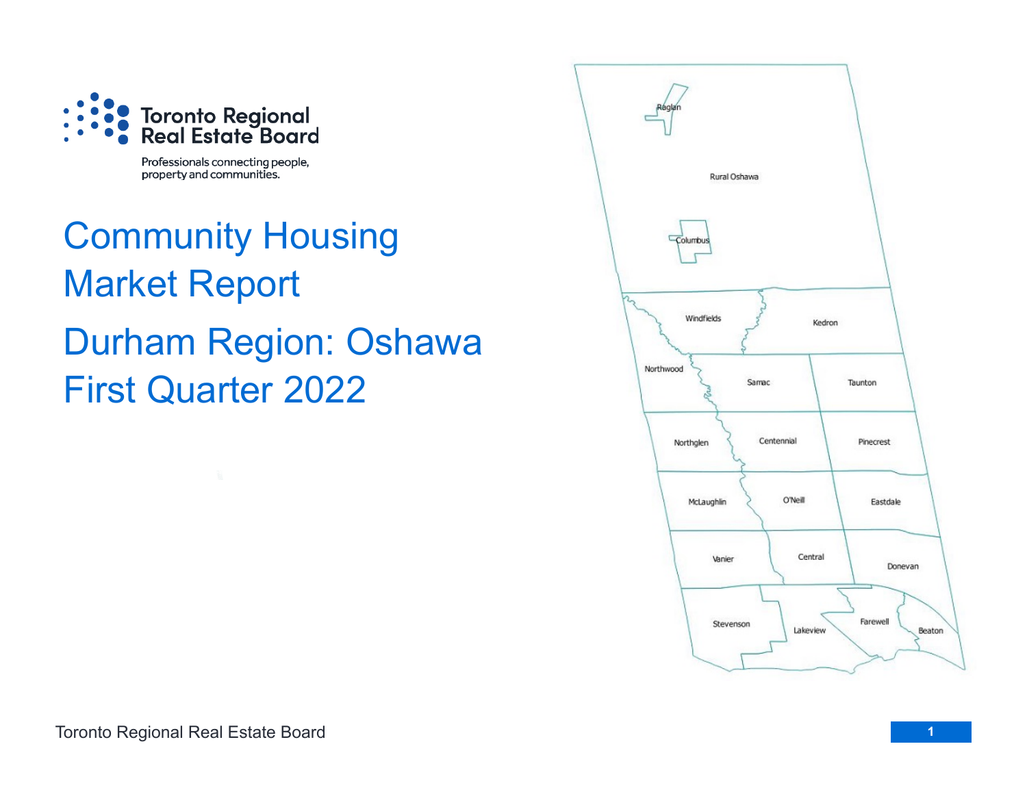Toronto Regional Real Estate Board

Professionals connecting people, property and communities.

# Community Housing Market Report

# Durham Region: Oshawa First Quarter 2022

Raglan

Rural Oshawa

Columbus

Windfields

Kedron

Northwood

Samac

Taunton

Northglen

Centennial

Pinecrest

McLaughlin

O'Neill

Eastdale

Vanier

Central

Donevan

Stevenson

Lakeview

Farewell

Beaton

Toronto Regional Real Estate Board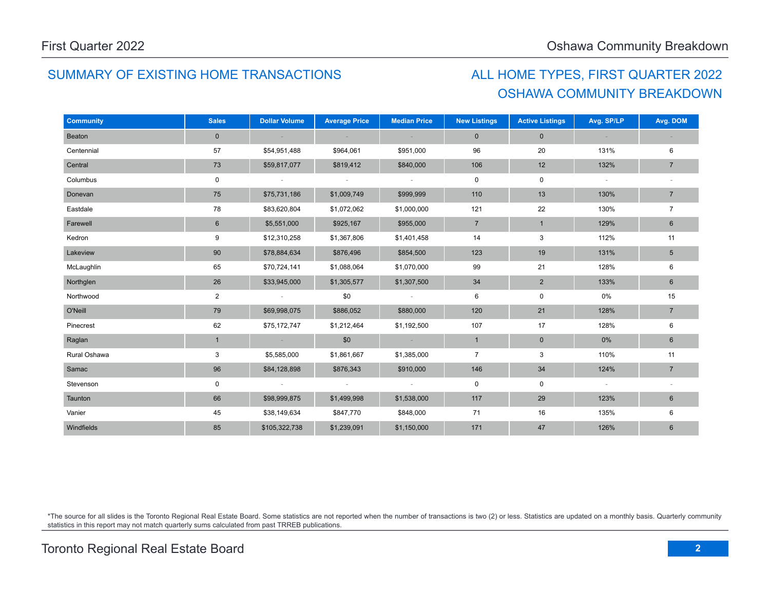## SUMMARY OF EXISTING HOME TRANSACTIONS

## ALL HOME TYPES, FIRST QUARTER 2022
## OSHAWA COMMUNITY BREAKDOWN

| Community | Sales | Dollar Volume | Average Price | Median Price | New Listings | Active Listings | Avg. SP/LP | Avg. DOM |
|---|---|---|---|---|---|---|---|---|
| Beaton | 0 | - | - | - | 0 | 0 | - | - |
| Centennial | 57 | $54,951,488 | $964,061 | $951,000 | 96 | 20 | 131% | 6 |
| Central | 73 | $59,817,077 | $819,412 | $840,000 | 106 | 12 | 132% | 7 |
| Columbus | 0 | - | - | - | 0 | 0 | - | - |
| Donevan | 75 | $75,731,186 | $1,009,749 | $999,999 | 110 | 13 | 130% | 7 |
| Eastdale | 78 | $83,620,804 | $1,072,062 | $1,000,000 | 121 | 22 | 130% | 7 |
| Farewell | 6 | $5,551,000 | $925,167 | $955,000 | 7 | 1 | 129% | 6 |
| Kedron | 9 | $12,310,258 | $1,367,806 | $1,401,458 | 14 | 3 | 112% | 11 |
| Lakeview | 90 | $78,884,634 | $876,496 | $854,500 | 123 | 19 | 131% | 5 |
| McLaughlin | 65 | $70,724,141 | $1,088,064 | $1,070,000 | 99 | 21 | 128% | 6 |
| Northglen | 26 | $33,945,000 | $1,305,577 | $1,307,500 | 34 | 2 | 133% | 6 |
| Northwood | 2 | - | $0 | - | 6 | 0 | 0% | 15 |
| O'Neill | 79 | $69,998,075 | $886,052 | $880,000 | 120 | 21 | 128% | 7 |
| Pinecrest | 62 | $75,172,747 | $1,212,464 | $1,192,500 | 107 | 17 | 128% | 6 |
| Raglan | 1 | - | $0 | - | 1 | 0 | 0% | 6 |
| Rural Oshawa | 3 | $5,585,000 | $1,861,667 | $1,385,000 | 7 | 3 | 110% | 11 |
| Samac | 96 | $84,128,898 | $876,343 | $910,000 | 146 | 34 | 124% | 7 |
| Stevenson | 0 | - | - | - | 0 | 0 | - | - |
| Taunton | 66 | $98,999,875 | $1,499,998 | $1,538,000 | 117 | 29 | 123% | 6 |
| Vanier | 45 | $38,149,634 | $847,770 | $848,000 | 71 | 16 | 135% | 6 |
| Windfields | 85 | $105,322,738 | $1,239,091 | $1,150,000 | 171 | 47 | 126% | 6 |

*The source for all slides is the Toronto Regional Real Estate Board. Some statistics are not reported when the number of transactions is two (2) or less. Statistics are updated on a monthly basis. Quarterly community statistics in this report may not match quarterly sums calculated from past TRREB publications.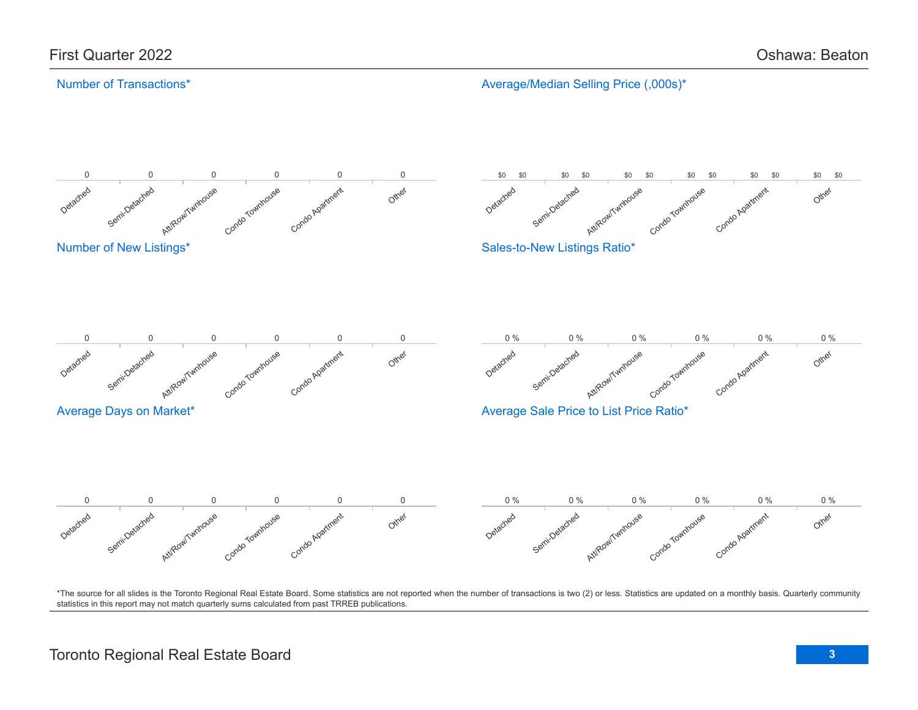# First Quarter 2022

# Oshawa: Beaton

## Number of Transactions*

| Detached | Semi-Detached | Att/Row/Twnhouse | Condo Townhouse | Condo Apartment | Other |
|---|---|---|---|---|---|
| 0 | 0 | 0 | 0 | 0 | 0 |

## Average/Median Selling Price (,000s)*

| Detached | Semi-Detached | Att/Row/Twnhouse | Condo Townhouse | Condo Apartment | Other |
|---|---|---|---|---|---|
| $0 $0 | $0 $0 | $0 $0 | $0 $0 | $0 $0 | $0 $0 |

## Number of New Listings*

| Detached | Semi-Detached | Att/Row/Twnhouse | Condo Townhouse | Condo Apartment | Other |
|---|---|---|---|---|---|
| 0 | 0 | 0 | 0 | 0 | 0 |

## Sales-to-New Listings Ratio*

| Detached | Semi-Detached | Att/Row/Twnhouse | Condo Townhouse | Condo Apartment | Other |
|---|---|---|---|---|---|
| 0 % | 0 % | 0 % | 0 % | 0 % | 0 % |

## Average Days on Market*

| Detached | Semi-Detached | Att/Row/Twnhouse | Condo Townhouse | Condo Apartment | Other |
|---|---|---|---|---|---|
| 0 | 0 | 0 | 0 | 0 | 0 |

## Average Sale Price to List Price Ratio*

| Detached | Semi-Detached | Att/Row/Twnhouse | Condo Townhouse | Condo Apartment | Other |
|---|---|---|---|---|---|
| 0 % | 0 % | 0 % | 0 % | 0 % | 0 % |

*The source for all slides is the Toronto Regional Real Estate Board. Some statistics are not reported when the number of transactions is two (2) or less. Statistics are updated on a monthly basis. Quarterly community statistics in this report may not match quarterly sums calculated from past TRREB publications.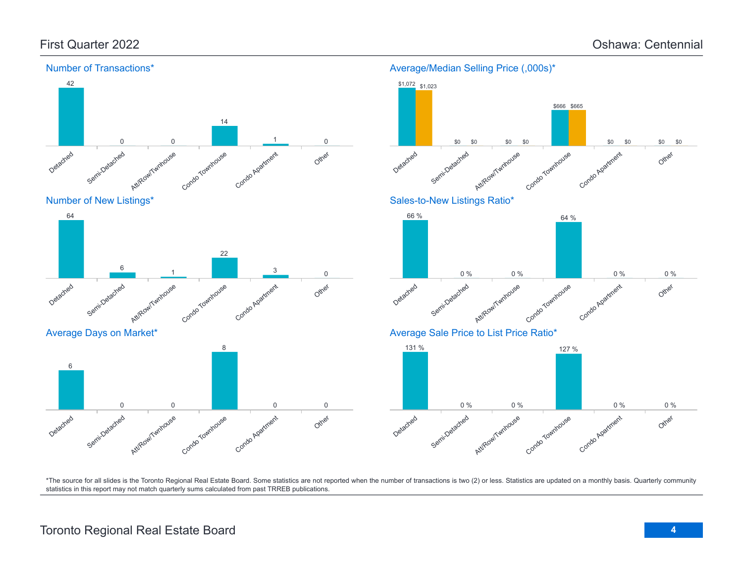First Quarter 2022

# Oshawa: Centennial

## Number of Transactions*

| Detached | Semi-Detached | Att/Row/Twnhouse | Condo Townhouse | Condo Apartment | Other |
|---|---|---|---|---|---|
| 42 | 0 | 0 | 14 | 1 | 0 |

## Average/Median Selling Price (,000s)*

| | Detached | Semi-Detached | Att/Row/Twnhouse | Condo Townhouse | Condo Apartment | Other |
|---|---|---|---|---|---|---|
| Average | $1,072 | $0 | $0 | $666 | $0 | $0 |
| Median | $1,023 | $0 | $0 | $665 | $0 | $0 |

## Number of New Listings*

| Detached | Semi-Detached | Att/Row/Twnhouse | Condo Townhouse | Condo Apartment | Other |
|---|---|---|---|---|---|
| 64 | 6 | 1 | 22 | 3 | 0 |

## Sales-to-New Listings Ratio*

| Detached | Semi-Detached | Att/Row/Twnhouse | Condo Townhouse | Condo Apartment | Other |
|---|---|---|---|---|---|
| 66 % | 0 % | 0 % | 64 % | 0 % | 0 % |

## Average Days on Market*

| Detached | Semi-Detached | Att/Row/Twnhouse | Condo Townhouse | Condo Apartment | Other |
|---|---|---|---|---|---|
| 6 | 0 | 0 | 8 | 0 | 0 |

## Average Sale Price to List Price Ratio*

| Detached | Semi-Detached | Att/Row/Twnhouse | Condo Townhouse | Condo Apartment | Other |
|---|---|---|---|---|---|
| 131 % | 0 % | 0 % | 127 % | 0 % | 0 % |

*The source for all slides is the Toronto Regional Real Estate Board. Some statistics are not reported when the number of transactions is two (2) or less. Statistics are updated on a monthly basis. Quarterly community statistics in this report may not match quarterly sums calculated from past TRREB publications.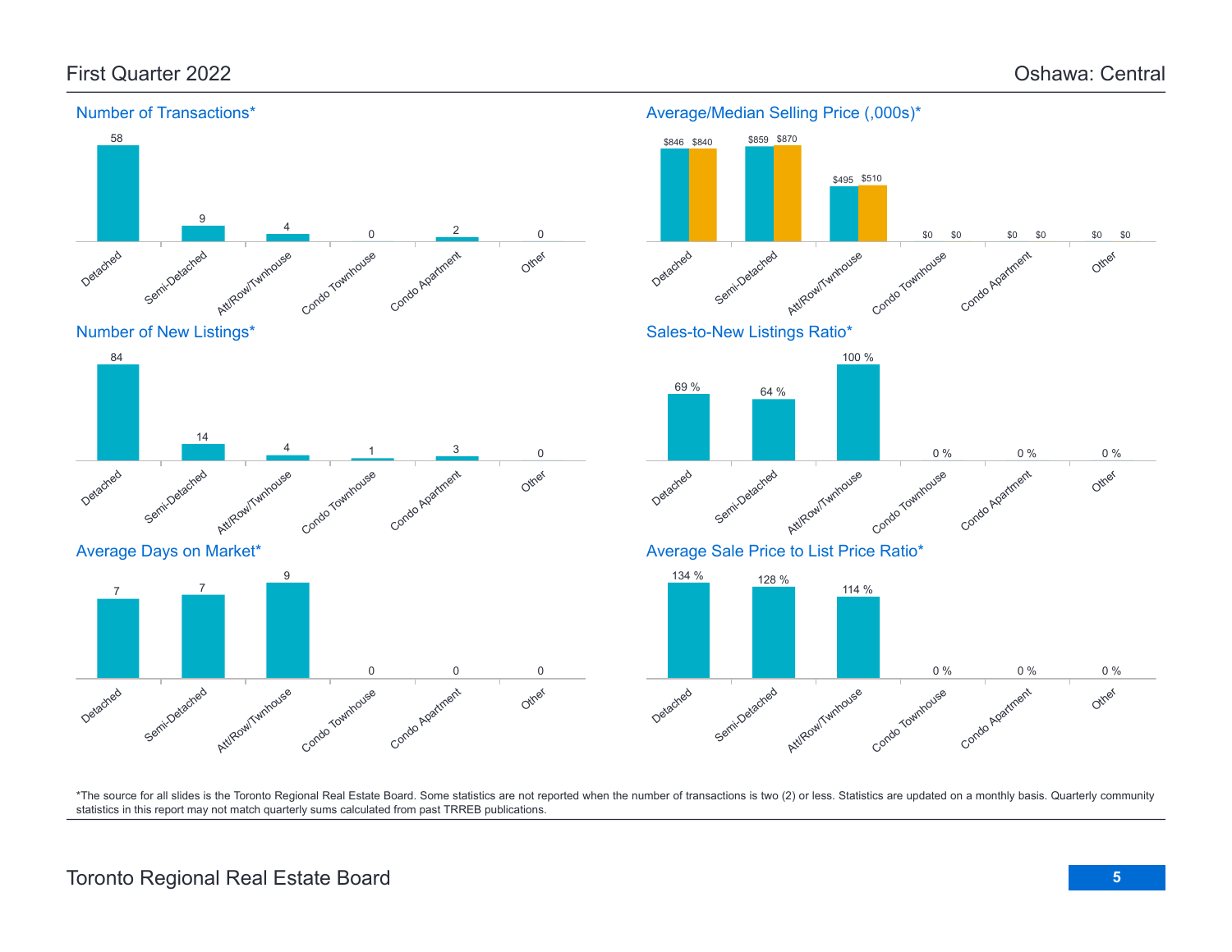# First Quarter 2022 — Oshawa: Central

## Number of Transactions*

| Detached | Semi-Detached | Att/Row/Twnhouse | Condo Townhouse | Condo Apartment | Other |
|---|---|---|---|---|---|
| 58 | 9 | 4 | 0 | 2 | 0 |

## Average/Median Selling Price (,000s)*

| | Detached | Semi-Detached | Att/Row/Twnhouse | Condo Townhouse | Condo Apartment | Other |
|---|---|---|---|---|---|---|
| Average | $846 | $859 | $495 | $0 | $0 | $0 |
| Median | $840 | $870 | $510 | $0 | $0 | $0 |

## Number of New Listings*

| Detached | Semi-Detached | Att/Row/Twnhouse | Condo Townhouse | Condo Apartment | Other |
|---|---|---|---|---|---|
| 84 | 14 | 4 | 1 | 3 | 0 |

## Sales-to-New Listings Ratio*

| Detached | Semi-Detached | Att/Row/Twnhouse | Condo Townhouse | Condo Apartment | Other |
|---|---|---|---|---|---|
| 69 % | 64 % | 100 % | 0 % | 0 % | 0 % |

## Average Days on Market*

| Detached | Semi-Detached | Att/Row/Twnhouse | Condo Townhouse | Condo Apartment | Other |
|---|---|---|---|---|---|
| 7 | 7 | 9 | 0 | 0 | 0 |

## Average Sale Price to List Price Ratio*

| Detached | Semi-Detached | Att/Row/Twnhouse | Condo Townhouse | Condo Apartment | Other |
|---|---|---|---|---|---|
| 134 % | 128 % | 114 % | 0 % | 0 % | 0 % |

*The source for all slides is the Toronto Regional Real Estate Board. Some statistics are not reported when the number of transactions is two (2) or less. Statistics are updated on a monthly basis. Quarterly community statistics in this report may not match quarterly sums calculated from past TRREB publications.

Toronto Regional Real Estate Board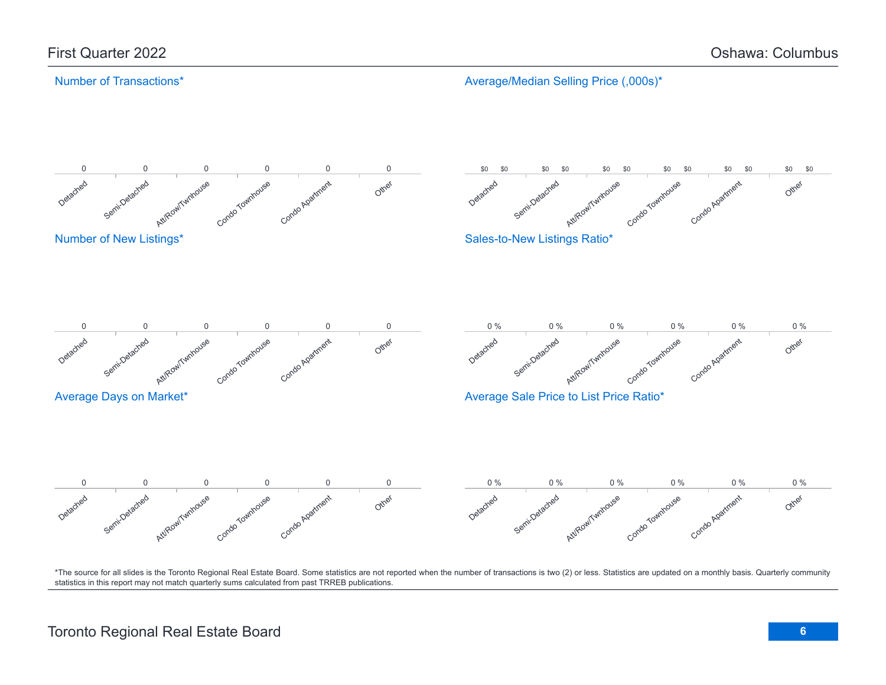First Quarter 2022

Oshawa: Columbus

## Number of Transactions*

| Detached | Semi-Detached | Att/Row/Twnhouse | Condo Townhouse | Condo Apartment | Other |
|---|---|---|---|---|---|
| 0 | 0 | 0 | 0 | 0 | 0 |

## Average/Median Selling Price (,000s)*

| | Detached | Semi-Detached | Att/Row/Twnhouse | Condo Townhouse | Condo Apartment | Other |
|---|---|---|---|---|---|---|
| Average | $0 | $0 | $0 | $0 | $0 | $0 |
| Median | $0 | $0 | $0 | $0 | $0 | $0 |

## Number of New Listings*

| Detached | Semi-Detached | Att/Row/Twnhouse | Condo Townhouse | Condo Apartment | Other |
|---|---|---|---|---|---|
| 0 | 0 | 0 | 0 | 0 | 0 |

## Sales-to-New Listings Ratio*

| Detached | Semi-Detached | Att/Row/Twnhouse | Condo Townhouse | Condo Apartment | Other |
|---|---|---|---|---|---|
| 0 % | 0 % | 0 % | 0 % | 0 % | 0 % |

## Average Days on Market*

| Detached | Semi-Detached | Att/Row/Twnhouse | Condo Townhouse | Condo Apartment | Other |
|---|---|---|---|---|---|
| 0 | 0 | 0 | 0 | 0 | 0 |

## Average Sale Price to List Price Ratio*

| Detached | Semi-Detached | Att/Row/Twnhouse | Condo Townhouse | Condo Apartment | Other |
|---|---|---|---|---|---|
| 0 % | 0 % | 0 % | 0 % | 0 % | 0 % |

*The source for all slides is the Toronto Regional Real Estate Board. Some statistics are not reported when the number of transactions is two (2) or less. Statistics are updated on a monthly basis. Quarterly community statistics in this report may not match quarterly sums calculated from past TRREB publications.

Toronto Regional Real Estate Board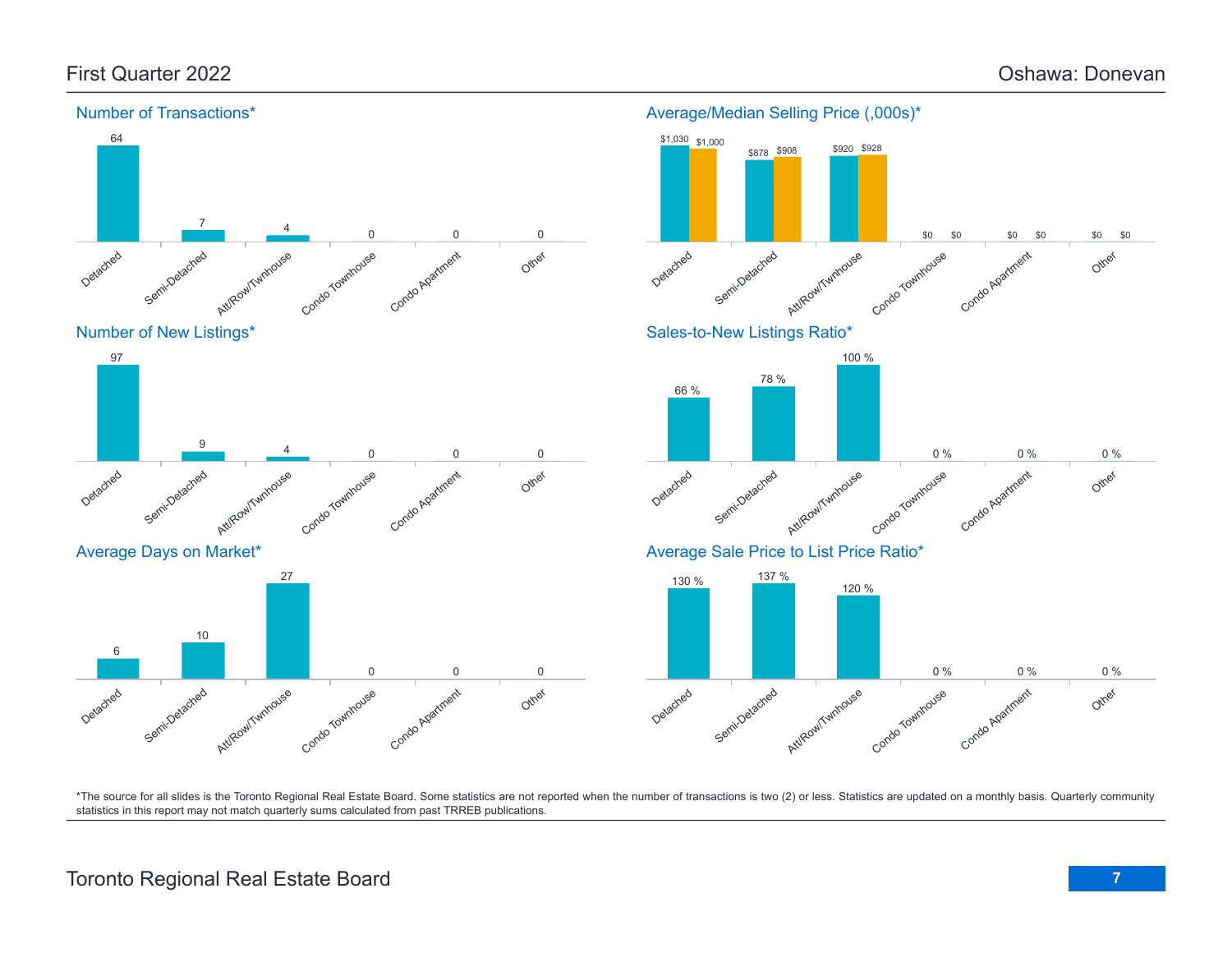# First Quarter 2022 — Oshawa: Donevan

## Number of Transactions*

| Detached | Semi-Detached | Att/Row/Twnhouse | Condo Townhouse | Condo Apartment | Other |
|---|---|---|---|---|---|
| 64 | 7 | 4 | 0 | 0 | 0 |

## Average/Median Selling Price (,000s)*

| | Detached | Semi-Detached | Att/Row/Twnhouse | Condo Townhouse | Condo Apartment | Other |
|---|---|---|---|---|---|---|
| Average | $1,030 | $878 | $920 | $0 | $0 | $0 |
| Median | $1,000 | $908 | $928 | $0 | $0 | $0 |

## Number of New Listings*

| Detached | Semi-Detached | Att/Row/Twnhouse | Condo Townhouse | Condo Apartment | Other |
|---|---|---|---|---|---|
| 97 | 9 | 4 | 0 | 0 | 0 |

## Sales-to-New Listings Ratio*

| Detached | Semi-Detached | Att/Row/Twnhouse | Condo Townhouse | Condo Apartment | Other |
|---|---|---|---|---|---|
| 66 % | 78 % | 100 % | 0 % | 0 % | 0 % |

## Average Days on Market*

| Detached | Semi-Detached | Att/Row/Twnhouse | Condo Townhouse | Condo Apartment | Other |
|---|---|---|---|---|---|
| 6 | 10 | 27 | 0 | 0 | 0 |

## Average Sale Price to List Price Ratio*

| Detached | Semi-Detached | Att/Row/Twnhouse | Condo Townhouse | Condo Apartment | Other |
|---|---|---|---|---|---|
| 130 % | 137 % | 120 % | 0 % | 0 % | 0 % |

*The source for all slides is the Toronto Regional Real Estate Board. Some statistics are not reported when the number of transactions is two (2) or less. Statistics are updated on a monthly basis. Quarterly community statistics in this report may not match quarterly sums calculated from past TRREB publications.

Toronto Regional Real Estate Board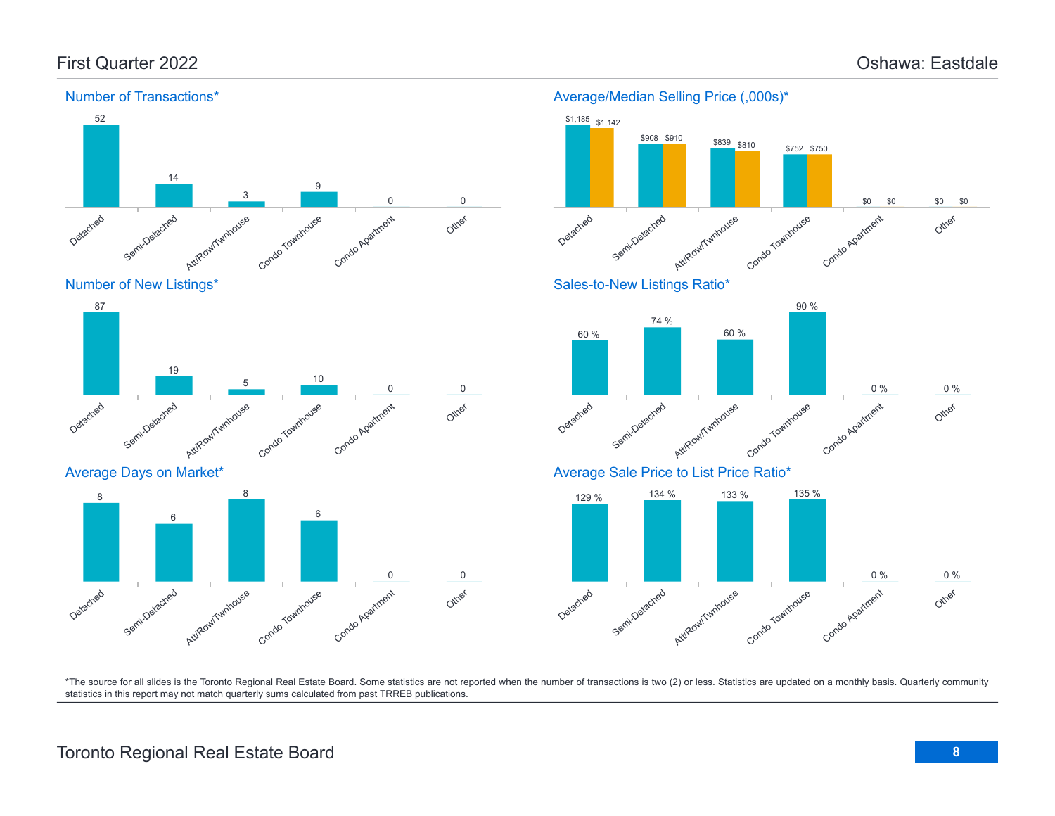## First Quarter 2022 — Oshawa: Eastdale

### Number of Transactions*

| Detached | Semi-Detached | Att/Row/Twnhouse | Condo Townhouse | Condo Apartment | Other |
|---|---|---|---|---|---|
| 52 | 14 | 3 | 9 | 0 | 0 |

### Average/Median Selling Price (,000s)*

| | Detached | Semi-Detached | Att/Row/Twnhouse | Condo Townhouse | Condo Apartment | Other |
|---|---|---|---|---|---|---|
| Average | $1,185 | $908 | $839 | $752 | $0 | $0 |
| Median | $1,142 | $910 | $810 | $750 | $0 | $0 |

### Number of New Listings*

| Detached | Semi-Detached | Att/Row/Twnhouse | Condo Townhouse | Condo Apartment | Other |
|---|---|---|---|---|---|
| 87 | 19 | 5 | 10 | 0 | 0 |

### Sales-to-New Listings Ratio*

| Detached | Semi-Detached | Att/Row/Twnhouse | Condo Townhouse | Condo Apartment | Other |
|---|---|---|---|---|---|
| 60 % | 74 % | 60 % | 90 % | 0 % | 0 % |

### Average Days on Market*

| Detached | Semi-Detached | Att/Row/Twnhouse | Condo Townhouse | Condo Apartment | Other |
|---|---|---|---|---|---|
| 8 | 6 | 8 | 6 | 0 | 0 |

### Average Sale Price to List Price Ratio*

| Detached | Semi-Detached | Att/Row/Twnhouse | Condo Townhouse | Condo Apartment | Other |
|---|---|---|---|---|---|
| 129 % | 134 % | 133 % | 135 % | 0 % | 0 % |

*The source for all slides is the Toronto Regional Real Estate Board. Some statistics are not reported when the number of transactions is two (2) or less. Statistics are updated on a monthly basis. Quarterly community statistics in this report may not match quarterly sums calculated from past TRREB publications.

Toronto Regional Real Estate Board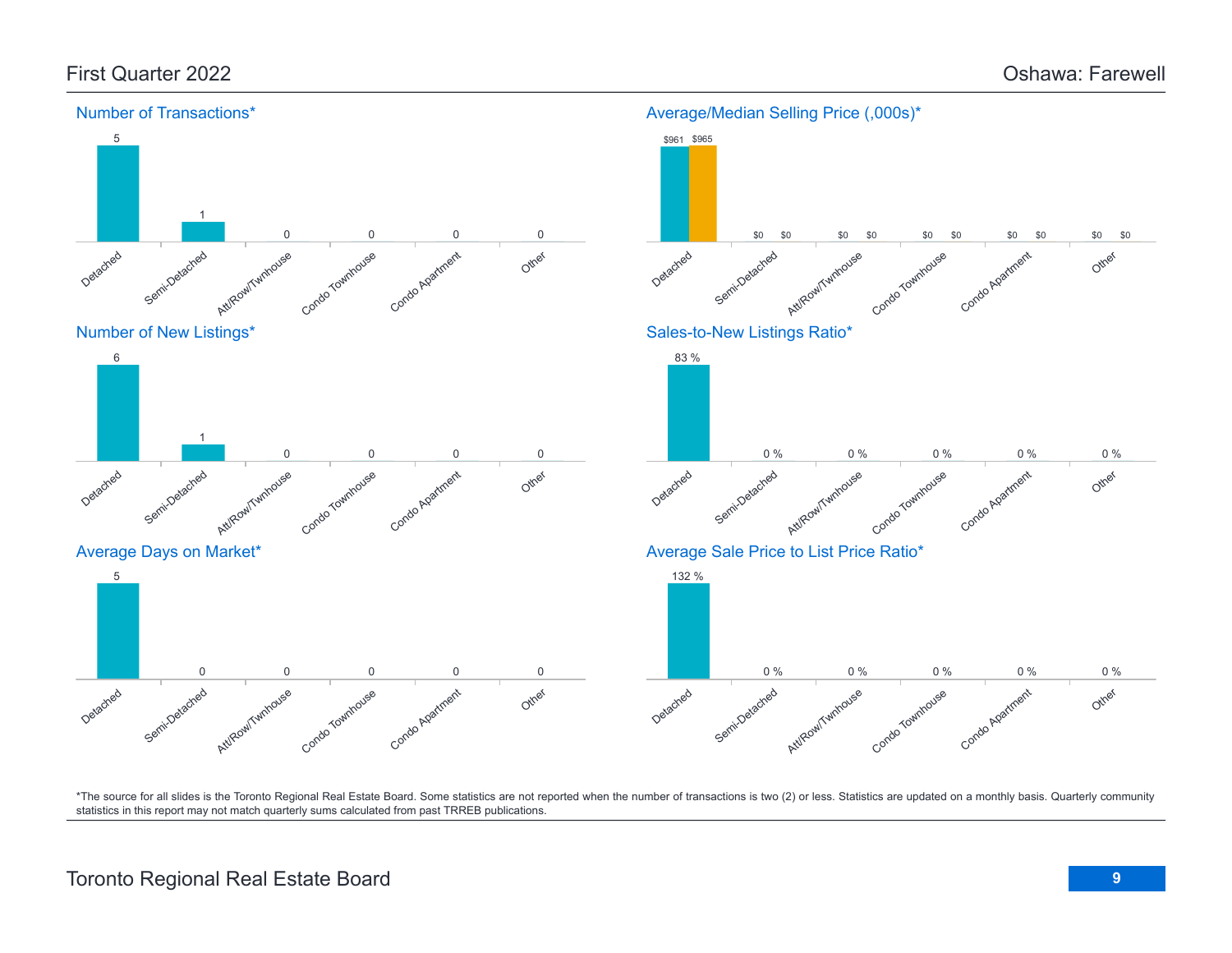## First Quarter 2022

## Oshawa: Farewell

### Number of Transactions*

| Detached | Semi-Detached | Att/Row/Twnhouse | Condo Townhouse | Condo Apartment | Other |
|---|---|---|---|---|---|
| 5 | 1 | 0 | 0 | 0 | 0 |

### Average/Median Selling Price (,000s)*

| | Detached | Semi-Detached | Att/Row/Twnhouse | Condo Townhouse | Condo Apartment | Other |
|---|---|---|---|---|---|---|
| Average | $961 | $0 | $0 | $0 | $0 | $0 |
| Median | $965 | $0 | $0 | $0 | $0 | $0 |

### Number of New Listings*

| Detached | Semi-Detached | Att/Row/Twnhouse | Condo Townhouse | Condo Apartment | Other |
|---|---|---|---|---|---|
| 6 | 1 | 0 | 0 | 0 | 0 |

### Sales-to-New Listings Ratio*

| Detached | Semi-Detached | Att/Row/Twnhouse | Condo Townhouse | Condo Apartment | Other |
|---|---|---|---|---|---|
| 83 % | 0 % | 0 % | 0 % | 0 % | 0 % |

### Average Days on Market*

| Detached | Semi-Detached | Att/Row/Twnhouse | Condo Townhouse | Condo Apartment | Other |
|---|---|---|---|---|---|
| 5 | 0 | 0 | 0 | 0 | 0 |

### Average Sale Price to List Price Ratio*

| Detached | Semi-Detached | Att/Row/Twnhouse | Condo Townhouse | Condo Apartment | Other |
|---|---|---|---|---|---|
| 132 % | 0 % | 0 % | 0 % | 0 % | 0 % |

*The source for all slides is the Toronto Regional Real Estate Board. Some statistics are not reported when the number of transactions is two (2) or less. Statistics are updated on a monthly basis. Quarterly community statistics in this report may not match quarterly sums calculated from past TRREB publications.

Toronto Regional Real Estate Board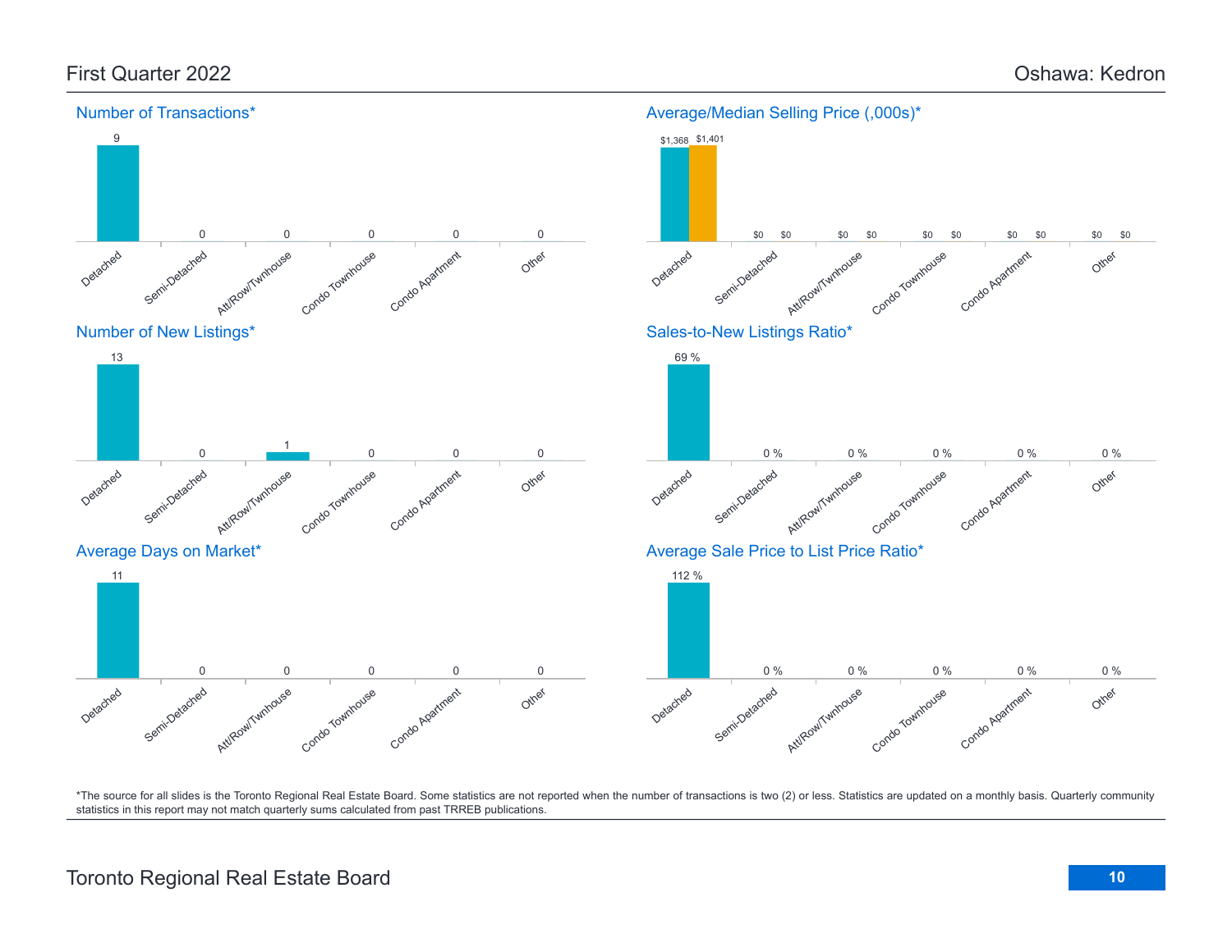# First Quarter 2022

# Oshawa: Kedron

## Number of Transactions*

| Detached | Semi-Detached | Att/Row/Twnhouse | Condo Townhouse | Condo Apartment | Other |
|---|---|---|---|---|---|
| 9 | 0 | 0 | 0 | 0 | 0 |

## Average/Median Selling Price (,000s)*

| | Detached | Semi-Detached | Att/Row/Twnhouse | Condo Townhouse | Condo Apartment | Other |
|---|---|---|---|---|---|---|
| Average | $1,368 | $0 | $0 | $0 | $0 | $0 |
| Median | $1,401 | $0 | $0 | $0 | $0 | $0 |

## Number of New Listings*

| Detached | Semi-Detached | Att/Row/Twnhouse | Condo Townhouse | Condo Apartment | Other |
|---|---|---|---|---|---|
| 13 | 0 | 1 | 0 | 0 | 0 |

## Sales-to-New Listings Ratio*

| Detached | Semi-Detached | Att/Row/Twnhouse | Condo Townhouse | Condo Apartment | Other |
|---|---|---|---|---|---|
| 69 % | 0 % | 0 % | 0 % | 0 % | 0 % |

## Average Days on Market*

| Detached | Semi-Detached | Att/Row/Twnhouse | Condo Townhouse | Condo Apartment | Other |
|---|---|---|---|---|---|
| 11 | 0 | 0 | 0 | 0 | 0 |

## Average Sale Price to List Price Ratio*

| Detached | Semi-Detached | Att/Row/Twnhouse | Condo Townhouse | Condo Apartment | Other |
|---|---|---|---|---|---|
| 112 % | 0 % | 0 % | 0 % | 0 % | 0 % |

*The source for all slides is the Toronto Regional Real Estate Board. Some statistics are not reported when the number of transactions is two (2) or less. Statistics are updated on a monthly basis. Quarterly community statistics in this report may not match quarterly sums calculated from past TRREB publications.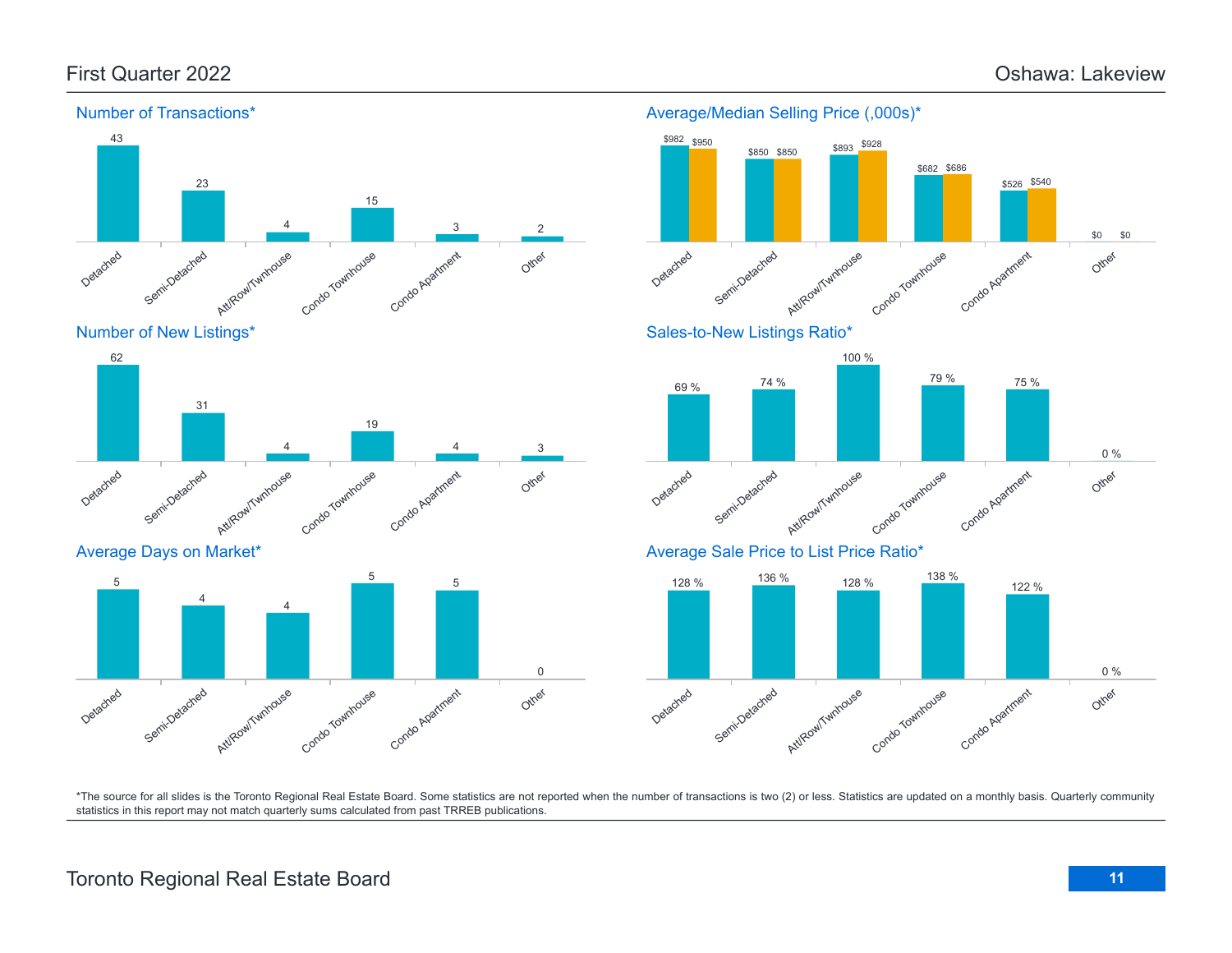# First Quarter 2022 — Oshawa: Lakeview

## Number of Transactions*

| Detached | Semi-Detached | Att/Row/Twnhouse | Condo Townhouse | Condo Apartment | Other |
|---|---|---|---|---|---|
| 43 | 23 | 4 | 15 | 3 | 2 |

## Average/Median Selling Price (,000s)*

| | Detached | Semi-Detached | Att/Row/Twnhouse | Condo Townhouse | Condo Apartment | Other |
|---|---|---|---|---|---|---|
| Average | $982 | $850 | $893 | $682 | $526 | $0 |
| Median | $950 | $850 | $928 | $686 | $540 | $0 |

## Number of New Listings*

| Detached | Semi-Detached | Att/Row/Twnhouse | Condo Townhouse | Condo Apartment | Other |
|---|---|---|---|---|---|
| 62 | 31 | 4 | 19 | 4 | 3 |

## Sales-to-New Listings Ratio*

| Detached | Semi-Detached | Att/Row/Twnhouse | Condo Townhouse | Condo Apartment | Other |
|---|---|---|---|---|---|
| 69 % | 74 % | 100 % | 79 % | 75 % | 0 % |

## Average Days on Market*

| Detached | Semi-Detached | Att/Row/Twnhouse | Condo Townhouse | Condo Apartment | Other |
|---|---|---|---|---|---|
| 5 | 4 | 4 | 5 | 5 | 0 |

## Average Sale Price to List Price Ratio*

| Detached | Semi-Detached | Att/Row/Twnhouse | Condo Townhouse | Condo Apartment | Other |
|---|---|---|---|---|---|
| 128 % | 136 % | 128 % | 138 % | 122 % | 0 % |

*The source for all slides is the Toronto Regional Real Estate Board. Some statistics are not reported when the number of transactions is two (2) or less. Statistics are updated on a monthly basis. Quarterly community statistics in this report may not match quarterly sums calculated from past TRREB publications.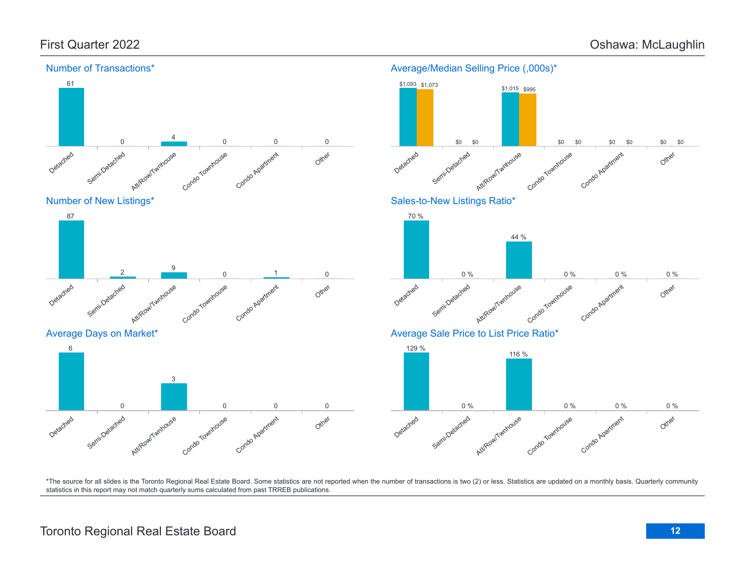First Quarter 2022

Oshawa: McLaughlin

## Number of Transactions*

| Detached | Semi-Detached | Att/Row/Twnhouse | Condo Townhouse | Condo Apartment | Other |
|---|---|---|---|---|---|
| 61 | 0 | 4 | 0 | 0 | 0 |

## Average/Median Selling Price (,000s)*

| | Detached | Semi-Detached | Att/Row/Twnhouse | Condo Townhouse | Condo Apartment | Other |
|---|---|---|---|---|---|---|
| Average | $1,093 | $0 | $1,015 | $0 | $0 | $0 |
| Median | $1,073 | $0 | $995 | $0 | $0 | $0 |

## Number of New Listings*

| Detached | Semi-Detached | Att/Row/Twnhouse | Condo Townhouse | Condo Apartment | Other |
|---|---|---|---|---|---|
| 87 | 2 | 9 | 0 | 1 | 0 |

## Sales-to-New Listings Ratio*

| Detached | Semi-Detached | Att/Row/Twnhouse | Condo Townhouse | Condo Apartment | Other |
|---|---|---|---|---|---|
| 70 % | 0 % | 44 % | 0 % | 0 % | 0 % |

## Average Days on Market*

| Detached | Semi-Detached | Att/Row/Twnhouse | Condo Townhouse | Condo Apartment | Other |
|---|---|---|---|---|---|
| 6 | 0 | 3 | 0 | 0 | 0 |

## Average Sale Price to List Price Ratio*

| Detached | Semi-Detached | Att/Row/Twnhouse | Condo Townhouse | Condo Apartment | Other |
|---|---|---|---|---|---|
| 129 % | 0 % | 116 % | 0 % | 0 % | 0 % |

*The source for all slides is the Toronto Regional Real Estate Board. Some statistics are not reported when the number of transactions is two (2) or less. Statistics are updated on a monthly basis. Quarterly community statistics in this report may not match quarterly sums calculated from past TRREB publications.

Toronto Regional Real Estate Board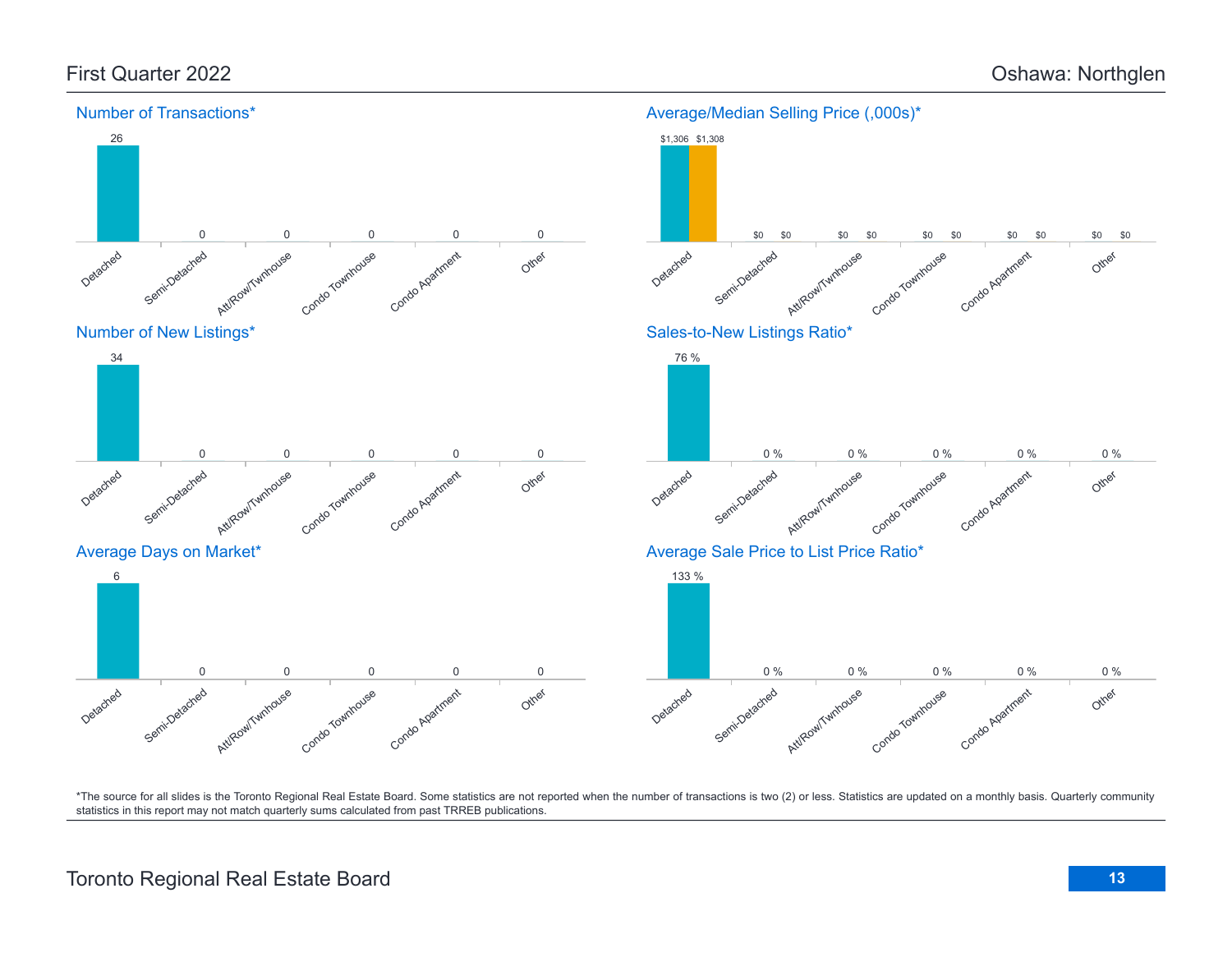# First Quarter 2022

# Oshawa: Northglen

## Number of Transactions*

| Detached | Semi-Detached | Att/Row/Twnhouse | Condo Townhouse | Condo Apartment | Other |
|---|---|---|---|---|---|
| 26 | 0 | 0 | 0 | 0 | 0 |

## Average/Median Selling Price (,000s)*

| | Detached | Semi-Detached | Att/Row/Twnhouse | Condo Townhouse | Condo Apartment | Other |
|---|---|---|---|---|---|---|
| Average | $1,306 | $0 | $0 | $0 | $0 | $0 |
| Median | $1,308 | $0 | $0 | $0 | $0 | $0 |

## Number of New Listings*

| Detached | Semi-Detached | Att/Row/Twnhouse | Condo Townhouse | Condo Apartment | Other |
|---|---|---|---|---|---|
| 34 | 0 | 0 | 0 | 0 | 0 |

## Sales-to-New Listings Ratio*

| Detached | Semi-Detached | Att/Row/Twnhouse | Condo Townhouse | Condo Apartment | Other |
|---|---|---|---|---|---|
| 76 % | 0 % | 0 % | 0 % | 0 % | 0 % |

## Average Days on Market*

| Detached | Semi-Detached | Att/Row/Twnhouse | Condo Townhouse | Condo Apartment | Other |
|---|---|---|---|---|---|
| 6 | 0 | 0 | 0 | 0 | 0 |

## Average Sale Price to List Price Ratio*

| Detached | Semi-Detached | Att/Row/Twnhouse | Condo Townhouse | Condo Apartment | Other |
|---|---|---|---|---|---|
| 133 % | 0 % | 0 % | 0 % | 0 % | 0 % |

*The source for all slides is the Toronto Regional Real Estate Board. Some statistics are not reported when the number of transactions is two (2) or less. Statistics are updated on a monthly basis. Quarterly community statistics in this report may not match quarterly sums calculated from past TRREB publications.

Toronto Regional Real Estate Board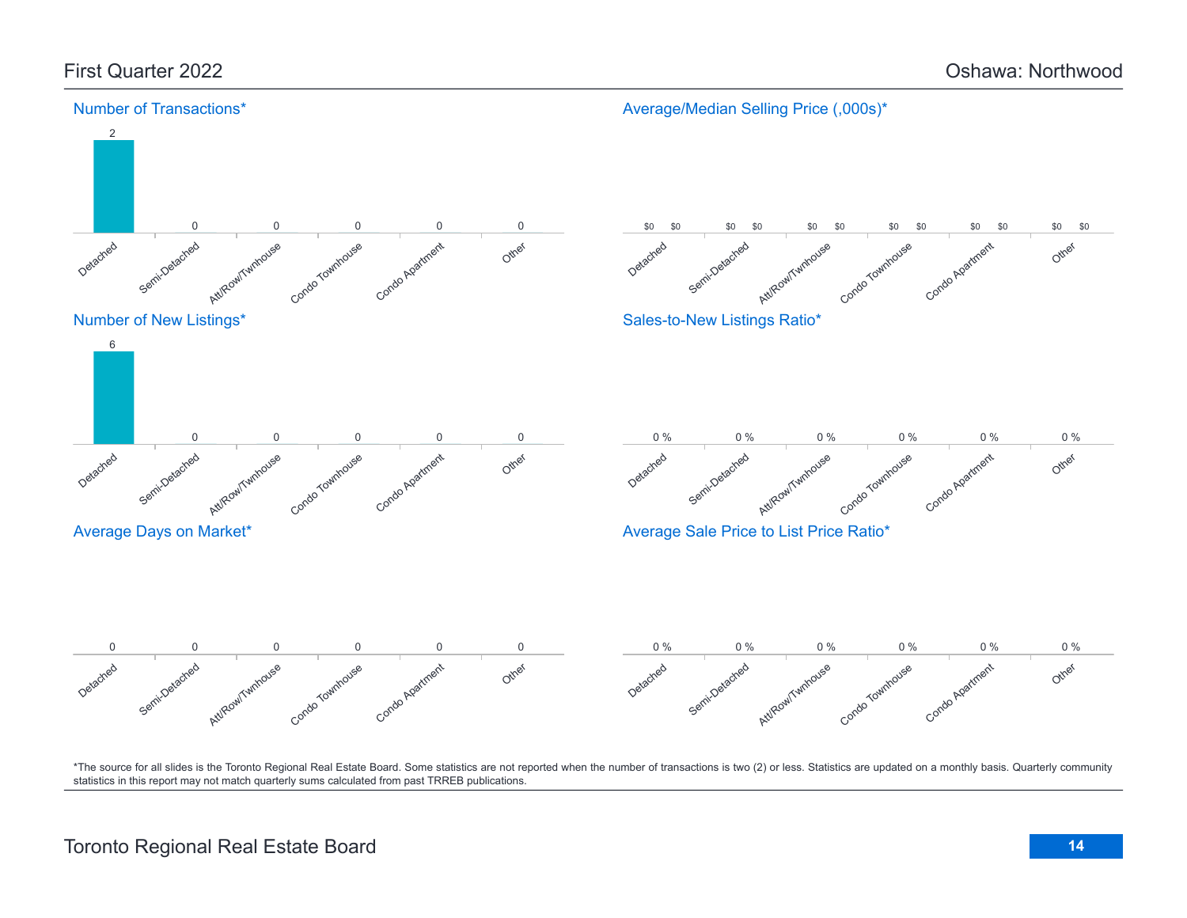# First Quarter 2022 — Oshawa: Northwood

## Number of Transactions*

| Detached | Semi-Detached | Att/Row/Twnhouse | Condo Townhouse | Condo Apartment | Other |
|---|---|---|---|---|---|
| 2 | 0 | 0 | 0 | 0 | 0 |

## Average/Median Selling Price (,000s)*

| | Detached | Semi-Detached | Att/Row/Twnhouse | Condo Townhouse | Condo Apartment | Other |
|---|---|---|---|---|---|---|
| Average | $0 | $0 | $0 | $0 | $0 | $0 |
| Median | $0 | $0 | $0 | $0 | $0 | $0 |

## Number of New Listings*

| Detached | Semi-Detached | Att/Row/Twnhouse | Condo Townhouse | Condo Apartment | Other |
|---|---|---|---|---|---|
| 6 | 0 | 0 | 0 | 0 | 0 |

## Sales-to-New Listings Ratio*

| Detached | Semi-Detached | Att/Row/Twnhouse | Condo Townhouse | Condo Apartment | Other |
|---|---|---|---|---|---|
| 0 % | 0 % | 0 % | 0 % | 0 % | 0 % |

## Average Days on Market*

| Detached | Semi-Detached | Att/Row/Twnhouse | Condo Townhouse | Condo Apartment | Other |
|---|---|---|---|---|---|
| 0 | 0 | 0 | 0 | 0 | 0 |

## Average Sale Price to List Price Ratio*

| Detached | Semi-Detached | Att/Row/Twnhouse | Condo Townhouse | Condo Apartment | Other |
|---|---|---|---|---|---|
| 0 % | 0 % | 0 % | 0 % | 0 % | 0 % |

*The source for all slides is the Toronto Regional Real Estate Board. Some statistics are not reported when the number of transactions is two (2) or less. Statistics are updated on a monthly basis. Quarterly community statistics in this report may not match quarterly sums calculated from past TRREB publications.

Toronto Regional Real Estate Board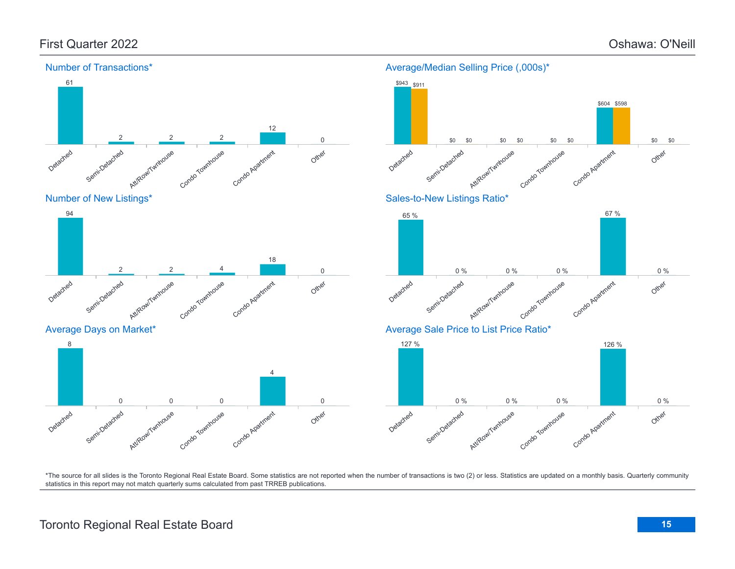# First Quarter 2022 — Oshawa: O'Neill

## Number of Transactions*

| Detached | Semi-Detached | Att/Row/Twnhouse | Condo Townhouse | Condo Apartment | Other |
|---|---|---|---|---|---|
| 61 | 2 | 2 | 2 | 12 | 0 |

## Average/Median Selling Price (,000s)*

| | Detached | Semi-Detached | Att/Row/Twnhouse | Condo Townhouse | Condo Apartment | Other |
|---|---|---|---|---|---|---|
| Average | $943 | $0 | $0 | $0 | $604 | $0 |
| Median | $911 | $0 | $0 | $0 | $598 | $0 |

## Number of New Listings*

| Detached | Semi-Detached | Att/Row/Twnhouse | Condo Townhouse | Condo Apartment | Other |
|---|---|---|---|---|---|
| 94 | 2 | 2 | 4 | 18 | 0 |

## Sales-to-New Listings Ratio*

| Detached | Semi-Detached | Att/Row/Twnhouse | Condo Townhouse | Condo Apartment | Other |
|---|---|---|---|---|---|
| 65 % | 0 % | 0 % | 0 % | 67 % | 0 % |

## Average Days on Market*

| Detached | Semi-Detached | Att/Row/Twnhouse | Condo Townhouse | Condo Apartment | Other |
|---|---|---|---|---|---|
| 8 | 0 | 0 | 0 | 4 | 0 |

## Average Sale Price to List Price Ratio*

| Detached | Semi-Detached | Att/Row/Twnhouse | Condo Townhouse | Condo Apartment | Other |
|---|---|---|---|---|---|
| 127 % | 0 % | 0 % | 0 % | 126 % | 0 % |

*The source for all slides is the Toronto Regional Real Estate Board. Some statistics are not reported when the number of transactions is two (2) or less. Statistics are updated on a monthly basis. Quarterly community statistics in this report may not match quarterly sums calculated from past TRREB publications.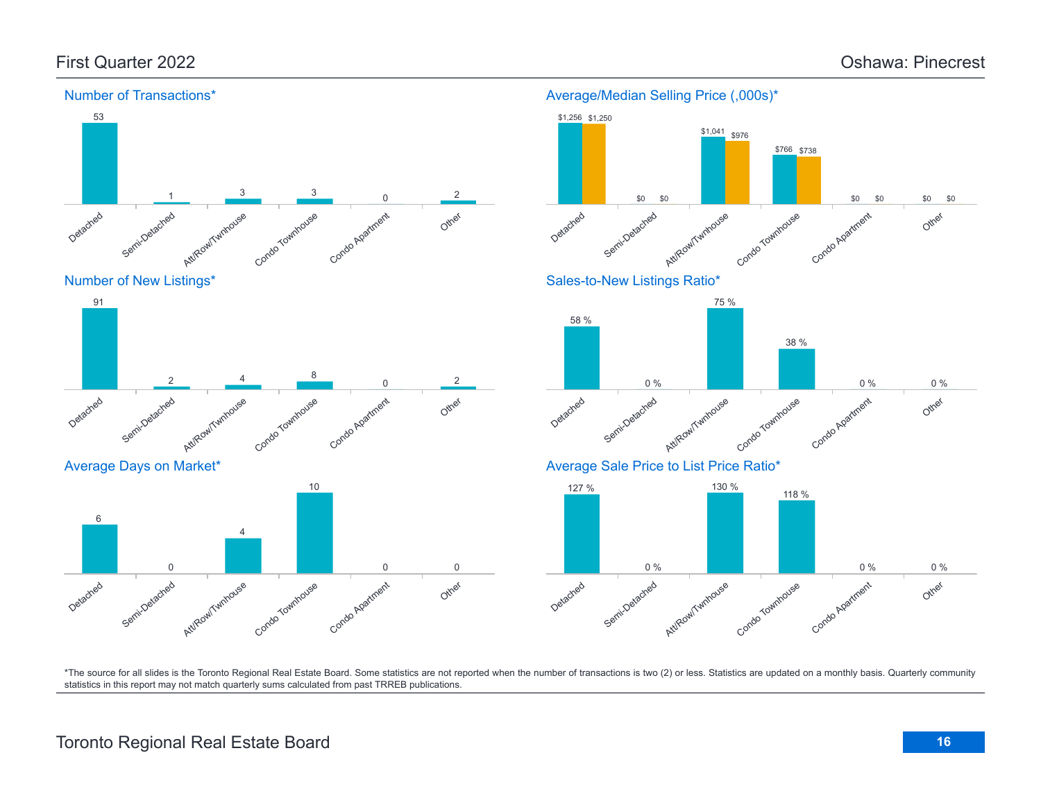# First Quarter 2022 — Oshawa: Pinecrest

## Number of Transactions*

| Detached | Semi-Detached | Att/Row/Twnhouse | Condo Townhouse | Condo Apartment | Other |
|---|---|---|---|---|---|
| 53 | 1 | 3 | 3 | 0 | 2 |

## Average/Median Selling Price (,000s)*

| | Detached | Semi-Detached | Att/Row/Twnhouse | Condo Townhouse | Condo Apartment | Other |
|---|---|---|---|---|---|---|
| Average | $1,256 | $0 | $1,041 | $766 | $0 | $0 |
| Median | $1,250 | $0 | $976 | $738 | $0 | $0 |

## Number of New Listings*

| Detached | Semi-Detached | Att/Row/Twnhouse | Condo Townhouse | Condo Apartment | Other |
|---|---|---|---|---|---|
| 91 | 2 | 4 | 8 | 0 | 2 |

## Sales-to-New Listings Ratio*

| Detached | Semi-Detached | Att/Row/Twnhouse | Condo Townhouse | Condo Apartment | Other |
|---|---|---|---|---|---|
| 58 % | 0 % | 75 % | 38 % | 0 % | 0 % |

## Average Days on Market*

| Detached | Semi-Detached | Att/Row/Twnhouse | Condo Townhouse | Condo Apartment | Other |
|---|---|---|---|---|---|
| 6 | 0 | 4 | 10 | 0 | 0 |

## Average Sale Price to List Price Ratio*

| Detached | Semi-Detached | Att/Row/Twnhouse | Condo Townhouse | Condo Apartment | Other |
|---|---|---|---|---|---|
| 127 % | 0 % | 130 % | 118 % | 0 % | 0 % |

*The source for all slides is the Toronto Regional Real Estate Board. Some statistics are not reported when the number of transactions is two (2) or less. Statistics are updated on a monthly basis. Quarterly community statistics in this report may not match quarterly sums calculated from past TRREB publications.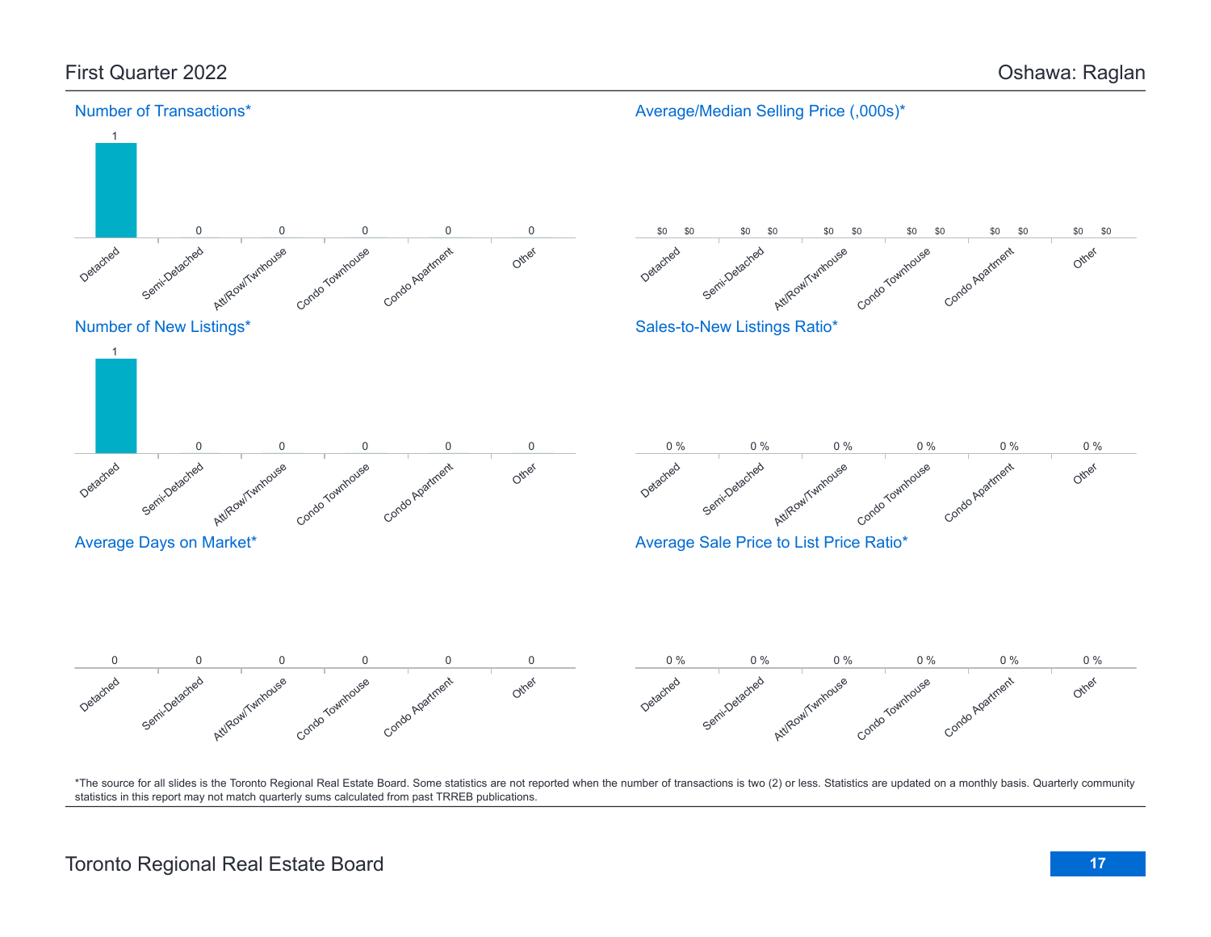# First Quarter 2022 — Oshawa: Raglan

## Number of Transactions*

| Detached | Semi-Detached | Att/Row/Twnhouse | Condo Townhouse | Condo Apartment | Other |
|---|---|---|---|---|---|
| 1 | 0 | 0 | 0 | 0 | 0 |

## Average/Median Selling Price (,000s)*

| | Detached | Semi-Detached | Att/Row/Twnhouse | Condo Townhouse | Condo Apartment | Other |
|---|---|---|---|---|---|---|
| Average | $0 | $0 | $0 | $0 | $0 | $0 |
| Median | $0 | $0 | $0 | $0 | $0 | $0 |

## Number of New Listings*

| Detached | Semi-Detached | Att/Row/Twnhouse | Condo Townhouse | Condo Apartment | Other |
|---|---|---|---|---|---|
| 1 | 0 | 0 | 0 | 0 | 0 |

## Sales-to-New Listings Ratio*

| Detached | Semi-Detached | Att/Row/Twnhouse | Condo Townhouse | Condo Apartment | Other |
|---|---|---|---|---|---|
| 0 % | 0 % | 0 % | 0 % | 0 % | 0 % |

## Average Days on Market*

| Detached | Semi-Detached | Att/Row/Twnhouse | Condo Townhouse | Condo Apartment | Other |
|---|---|---|---|---|---|
| 0 | 0 | 0 | 0 | 0 | 0 |

## Average Sale Price to List Price Ratio*

| Detached | Semi-Detached | Att/Row/Twnhouse | Condo Townhouse | Condo Apartment | Other |
|---|---|---|---|---|---|
| 0 % | 0 % | 0 % | 0 % | 0 % | 0 % |

*The source for all slides is the Toronto Regional Real Estate Board. Some statistics are not reported when the number of transactions is two (2) or less. Statistics are updated on a monthly basis. Quarterly community statistics in this report may not match quarterly sums calculated from past TRREB publications.

Toronto Regional Real Estate Board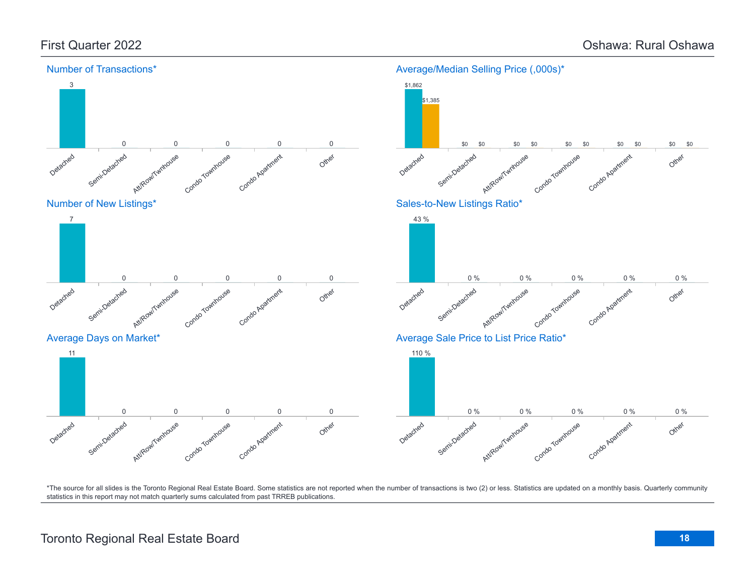# First Quarter 2022

## Oshawa: Rural Oshawa

### Number of Transactions*

| | Detached | Semi-Detached | Att/Row/Twnhouse | Condo Townhouse | Condo Apartment | Other |
|---|---|---|---|---|---|---|
| Number of Transactions | 3 | 0 | 0 | 0 | 0 | 0 |

### Average/Median Selling Price (,000s)*

| | Detached | Semi-Detached | Att/Row/Twnhouse | Condo Townhouse | Condo Apartment | Other |
|---|---|---|---|---|---|---|
| Average | $1,862 | $0 | $0 | $0 | $0 | $0 |
| Median | $1,385 | $0 | $0 | $0 | $0 | $0 |

### Number of New Listings*

| | Detached | Semi-Detached | Att/Row/Twnhouse | Condo Townhouse | Condo Apartment | Other |
|---|---|---|---|---|---|---|
| Number of New Listings | 7 | 0 | 0 | 0 | 0 | 0 |

### Sales-to-New Listings Ratio*

| | Detached | Semi-Detached | Att/Row/Twnhouse | Condo Townhouse | Condo Apartment | Other |
|---|---|---|---|---|---|---|
| Sales-to-New Listings Ratio | 43 % | 0 % | 0 % | 0 % | 0 % | 0 % |

### Average Days on Market*

| | Detached | Semi-Detached | Att/Row/Twnhouse | Condo Townhouse | Condo Apartment | Other |
|---|---|---|---|---|---|---|
| Average Days on Market | 11 | 0 | 0 | 0 | 0 | 0 |

### Average Sale Price to List Price Ratio*

| | Detached | Semi-Detached | Att/Row/Twnhouse | Condo Townhouse | Condo Apartment | Other |
|---|---|---|---|---|---|---|
| Average Sale Price to List Price Ratio | 110 % | 0 % | 0 % | 0 % | 0 % | 0 % |

*The source for all slides is the Toronto Regional Real Estate Board. Some statistics are not reported when the number of transactions is two (2) or less. Statistics are updated on a monthly basis. Quarterly community statistics in this report may not match quarterly sums calculated from past TRREB publications.

Toronto Regional Real Estate Board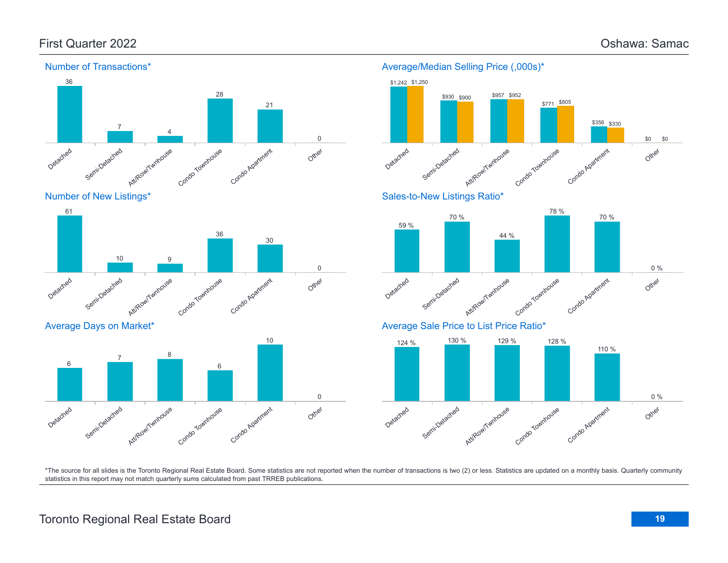# First Quarter 2022 — Oshawa: Samac

## Number of Transactions*

| Detached | Semi-Detached | Att/Row/Twnhouse | Condo Townhouse | Condo Apartment | Other |
|---|---|---|---|---|---|
| 36 | 7 | 4 | 28 | 21 | 0 |

## Average/Median Selling Price (,000s)*

| | Detached | Semi-Detached | Att/Row/Twnhouse | Condo Townhouse | Condo Apartment | Other |
|---|---|---|---|---|---|---|
| Average | $1,242 | $930 | $957 | $771 | $356 | $0 |
| Median | $1,250 | $900 | $952 | $805 | $330 | $0 |

## Number of New Listings*

| Detached | Semi-Detached | Att/Row/Twnhouse | Condo Townhouse | Condo Apartment | Other |
|---|---|---|---|---|---|
| 61 | 10 | 9 | 36 | 30 | 0 |

## Sales-to-New Listings Ratio*

| Detached | Semi-Detached | Att/Row/Twnhouse | Condo Townhouse | Condo Apartment | Other |
|---|---|---|---|---|---|
| 59 % | 70 % | 44 % | 78 % | 70 % | 0 % |

## Average Days on Market*

| Detached | Semi-Detached | Att/Row/Twnhouse | Condo Townhouse | Condo Apartment | Other |
|---|---|---|---|---|---|
| 6 | 7 | 8 | 6 | 10 | 0 |

## Average Sale Price to List Price Ratio*

| Detached | Semi-Detached | Att/Row/Twnhouse | Condo Townhouse | Condo Apartment | Other |
|---|---|---|---|---|---|
| 124 % | 130 % | 129 % | 128 % | 110 % | 0 % |

*The source for all slides is the Toronto Regional Real Estate Board. Some statistics are not reported when the number of transactions is two (2) or less. Statistics are updated on a monthly basis. Quarterly community statistics in this report may not match quarterly sums calculated from past TRREB publications.

Toronto Regional Real Estate Board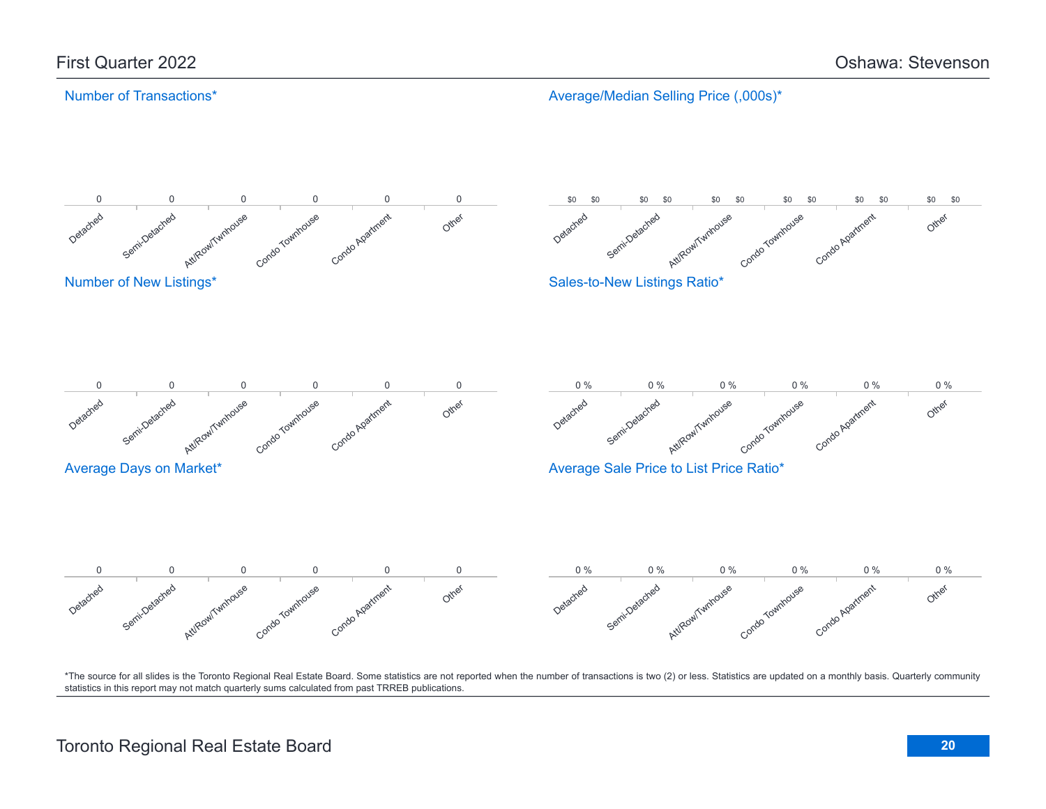# First Quarter 2022 — Oshawa: Stevenson

## Number of Transactions*

| Detached | Semi-Detached | Att/Row/Twnhouse | Condo Townhouse | Condo Apartment | Other |
|---|---|---|---|---|---|
| 0 | 0 | 0 | 0 | 0 | 0 |

## Average/Median Selling Price (,000s)*

| | Detached | Semi-Detached | Att/Row/Twnhouse | Condo Townhouse | Condo Apartment | Other |
|---|---|---|---|---|---|---|
| Average | $0 | $0 | $0 | $0 | $0 | $0 |
| Median | $0 | $0 | $0 | $0 | $0 | $0 |

## Number of New Listings*

| Detached | Semi-Detached | Att/Row/Twnhouse | Condo Townhouse | Condo Apartment | Other |
|---|---|---|---|---|---|
| 0 | 0 | 0 | 0 | 0 | 0 |

## Sales-to-New Listings Ratio*

| Detached | Semi-Detached | Att/Row/Twnhouse | Condo Townhouse | Condo Apartment | Other |
|---|---|---|---|---|---|
| 0 % | 0 % | 0 % | 0 % | 0 % | 0 % |

## Average Days on Market*

| Detached | Semi-Detached | Att/Row/Twnhouse | Condo Townhouse | Condo Apartment | Other |
|---|---|---|---|---|---|
| 0 | 0 | 0 | 0 | 0 | 0 |

## Average Sale Price to List Price Ratio*

| Detached | Semi-Detached | Att/Row/Twnhouse | Condo Townhouse | Condo Apartment | Other |
|---|---|---|---|---|---|
| 0 % | 0 % | 0 % | 0 % | 0 % | 0 % |

*The source for all slides is the Toronto Regional Real Estate Board. Some statistics are not reported when the number of transactions is two (2) or less. Statistics are updated on a monthly basis. Quarterly community statistics in this report may not match quarterly sums calculated from past TRREB publications.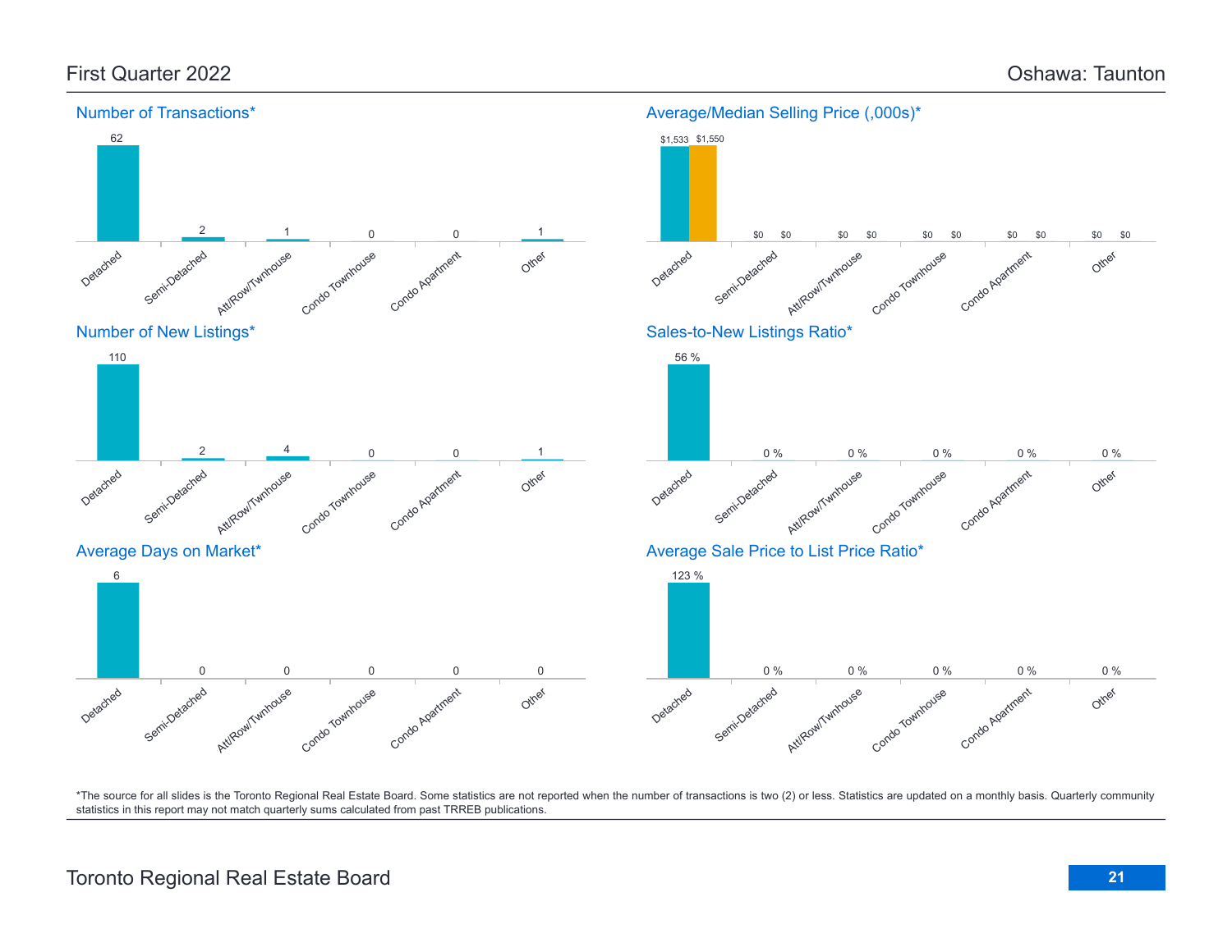# First Quarter 2022 — Oshawa: Taunton

## Number of Transactions*

| Detached | Semi-Detached | Att/Row/Twnhouse | Condo Townhouse | Condo Apartment | Other |
|---|---|---|---|---|---|
| 62 | 2 | 1 | 0 | 0 | 1 |

## Average/Median Selling Price (,000s)*

| | Detached | Semi-Detached | Att/Row/Twnhouse | Condo Townhouse | Condo Apartment | Other |
|---|---|---|---|---|---|---|
| Average | $1,533 | $0 | $0 | $0 | $0 | $0 |
| Median | $1,550 | $0 | $0 | $0 | $0 | $0 |

## Number of New Listings*

| Detached | Semi-Detached | Att/Row/Twnhouse | Condo Townhouse | Condo Apartment | Other |
|---|---|---|---|---|---|
| 110 | 2 | 4 | 0 | 0 | 1 |

## Sales-to-New Listings Ratio*

| Detached | Semi-Detached | Att/Row/Twnhouse | Condo Townhouse | Condo Apartment | Other |
|---|---|---|---|---|---|
| 56 % | 0 % | 0 % | 0 % | 0 % | 0 % |

## Average Days on Market*

| Detached | Semi-Detached | Att/Row/Twnhouse | Condo Townhouse | Condo Apartment | Other |
|---|---|---|---|---|---|
| 6 | 0 | 0 | 0 | 0 | 0 |

## Average Sale Price to List Price Ratio*

| Detached | Semi-Detached | Att/Row/Twnhouse | Condo Townhouse | Condo Apartment | Other |
|---|---|---|---|---|---|
| 123 % | 0 % | 0 % | 0 % | 0 % | 0 % |

*The source for all slides is the Toronto Regional Real Estate Board. Some statistics are not reported when the number of transactions is two (2) or less. Statistics are updated on a monthly basis. Quarterly community statistics in this report may not match quarterly sums calculated from past TRREB publications.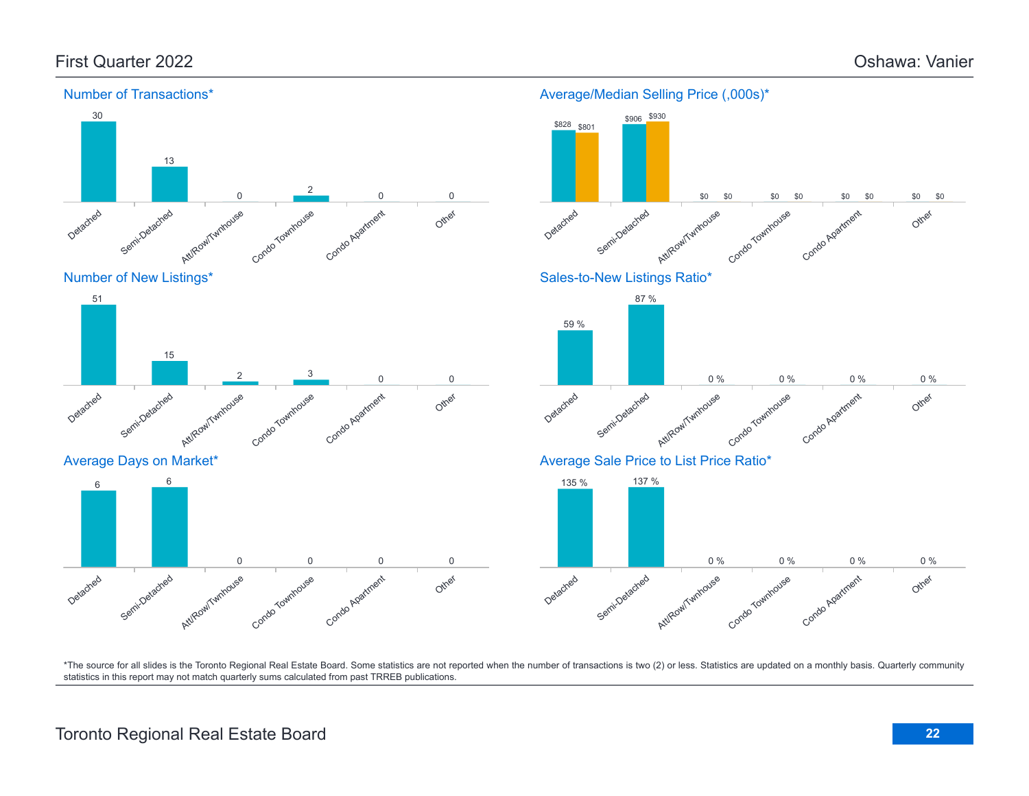# First Quarter 2022

# Oshawa: Vanier

## Number of Transactions*

| Detached | Semi-Detached | Att/Row/Twnhouse | Condo Townhouse | Condo Apartment | Other |
|---|---|---|---|---|---|
| 30 | 13 | 0 | 2 | 0 | 0 |

## Average/Median Selling Price (,000s)*

| | Detached | Semi-Detached | Att/Row/Twnhouse | Condo Townhouse | Condo Apartment | Other |
|---|---|---|---|---|---|---|
| Average | $828 | $906 | $0 | $0 | $0 | $0 |
| Median | $801 | $930 | $0 | $0 | $0 | $0 |

## Number of New Listings*

| Detached | Semi-Detached | Att/Row/Twnhouse | Condo Townhouse | Condo Apartment | Other |
|---|---|---|---|---|---|
| 51 | 15 | 2 | 3 | 0 | 0 |

## Sales-to-New Listings Ratio*

| Detached | Semi-Detached | Att/Row/Twnhouse | Condo Townhouse | Condo Apartment | Other |
|---|---|---|---|---|---|
| 59 % | 87 % | 0 % | 0 % | 0 % | 0 % |

## Average Days on Market*

| Detached | Semi-Detached | Att/Row/Twnhouse | Condo Townhouse | Condo Apartment | Other |
|---|---|---|---|---|---|
| 6 | 6 | 0 | 0 | 0 | 0 |

## Average Sale Price to List Price Ratio*

| Detached | Semi-Detached | Att/Row/Twnhouse | Condo Townhouse | Condo Apartment | Other |
|---|---|---|---|---|---|
| 135 % | 137 % | 0 % | 0 % | 0 % | 0 % |

*The source for all slides is the Toronto Regional Real Estate Board. Some statistics are not reported when the number of transactions is two (2) or less. Statistics are updated on a monthly basis. Quarterly community statistics in this report may not match quarterly sums calculated from past TRREB publications.

Toronto Regional Real Estate Board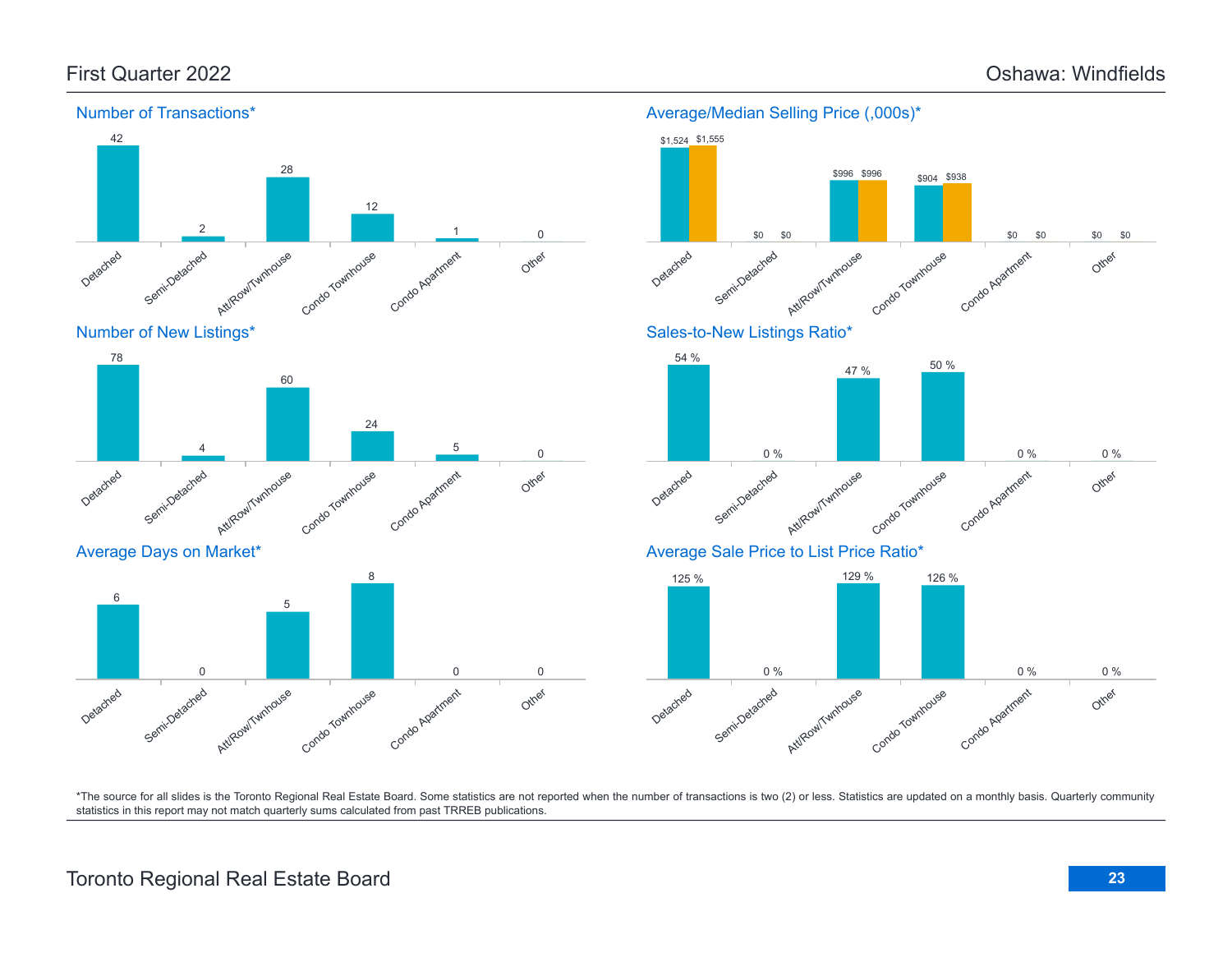# First Quarter 2022

# Oshawa: Windfields

## Number of Transactions*

42
2
28
12
1
0

Detached
Semi-Detached
Att/Row/Twnhouse
Condo Townhouse
Condo Apartment
Other

## Average/Median Selling Price (,000s)*

$1,524 $1,555
$0 $0
$996 $996
$904 $938
$0 $0
$0 $0

Detached
Semi-Detached
Att/Row/Twnhouse
Condo Townhouse
Condo Apartment
Other

## Number of New Listings*

78
4
60
24
5
0

Detached
Semi-Detached
Att/Row/Twnhouse
Condo Townhouse
Condo Apartment
Other

## Sales-to-New Listings Ratio*

54 %
0 %
47 %
50 %
0 %
0 %

Detached
Semi-Detached
Att/Row/Twnhouse
Condo Townhouse
Condo Apartment
Other

## Average Days on Market*

6
0
5
8
0
0

Detached
Semi-Detached
Att/Row/Twnhouse
Condo Townhouse
Condo Apartment
Other

## Average Sale Price to List Price Ratio*

125 %
0 %
129 %
126 %
0 %
0 %

Detached
Semi-Detached
Att/Row/Twnhouse
Condo Townhouse
Condo Apartment
Other

*The source for all slides is the Toronto Regional Real Estate Board. Some statistics are not reported when the number of transactions is two (2) or less. Statistics are updated on a monthly basis. Quarterly community statistics in this report may not match quarterly sums calculated from past TRREB publications.

Toronto Regional Real Estate Board